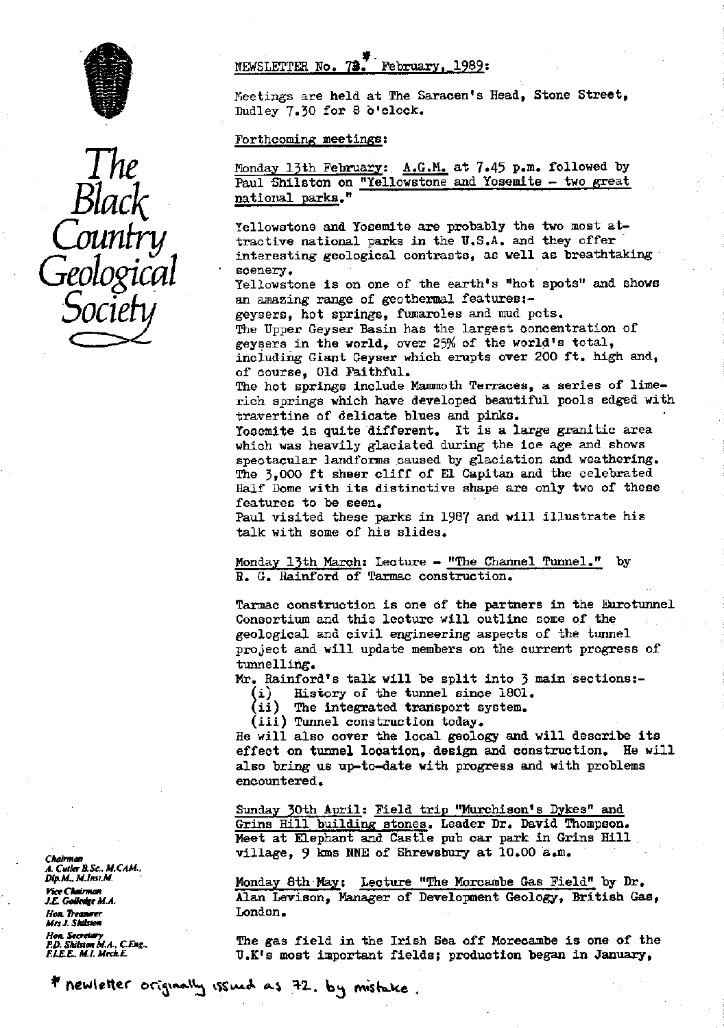# The Black Country Geological Society

## NEWSLETTER No. 73.* February, 1989:

Meetings are held at The Saracen's Head, Stone Street, Dudley 7.30 for 8 o'clock.

### Forthcoming meetings:

**Monday 13th February:** A.G.M. at 7.45 p.m. followed by Paul Shilston on "Yellowstone and Yosemite - two great national parks."

Yellowstone and Yosemite are probably the two most attractive national parks in the U.S.A. and they offer interesting geological contrasts, as well as breathtaking scenery.
Yellowstone is on one of the earth's "hot spots" and shows an amazing range of geothermal features:-
geysers, hot springs, fumaroles and mud pots.
The Upper Geyser Basin has the largest concentration of geysers in the world, over 25% of the world's total, including Giant Geyser which erupts over 200 ft. high and, of course, Old Faithful.
The hot springs include Mammoth Terraces, a series of lime-rich springs which have developed beautiful pools edged with travertine of delicate blues and pinks.
Yosemite is quite different. It is a large granitic area which was heavily glaciated during the ice age and shows spectacular landforms caused by glaciation and weathering. The 3,000 ft sheer cliff of El Capitan and the celebrated Half Dome with its distinctive shape are only two of these features to be seen.
Paul visited these parks in 1987 and will illustrate his talk with some of his slides.

**Monday 13th March:** Lecture - "The Channel Tunnel." by R. G. Rainford of Tarmac construction.

Tarmac construction is one of the partners in the Eurotunnel Consortium and this lecture will outline some of the geological and civil engineering aspects of the tunnel project and will update members on the current progress of tunnelling.
Mr. Rainford's talk will be split into 3 main sections:-

(i) History of the tunnel since 1801.
(ii) The integrated transport system.
(iii) Tunnel construction today.

He will also cover the local geology and will describe its effect on tunnel location, design and construction. He will also bring us up-to-date with progress and with problems encountered.

**Sunday 30th April:** Field trip "Murchison's Dykes" and Grins Hill building stones. Leader Dr. David Thompson. Meet at Elephant and Castle pub car park in Grins Hill village, 9 kms NNE of Shrewsbury at 10.00 a.m.

**Monday 8th May:** Lecture "The Morcambe Gas Field" by Dr. Alan Levison, Manager of Development Geology, British Gas, London.

The gas field in the Irish Sea off Morecambe is one of the U.K's most important fields; production began in January,

*Chairman*
A. Cutler B.Sc., M.CAM., Dip.M., M.Inst.M.
*Vice Chairman*
J.E. Golledge M.A.
*Hon. Treasurer*
Mrs J. Shilston
*Hon. Secretary*
P.D. Shilston M.A., C.Eng., F.I.E.E., M.I. Mech.E.

\* newletter originally issued as 72. by mistake.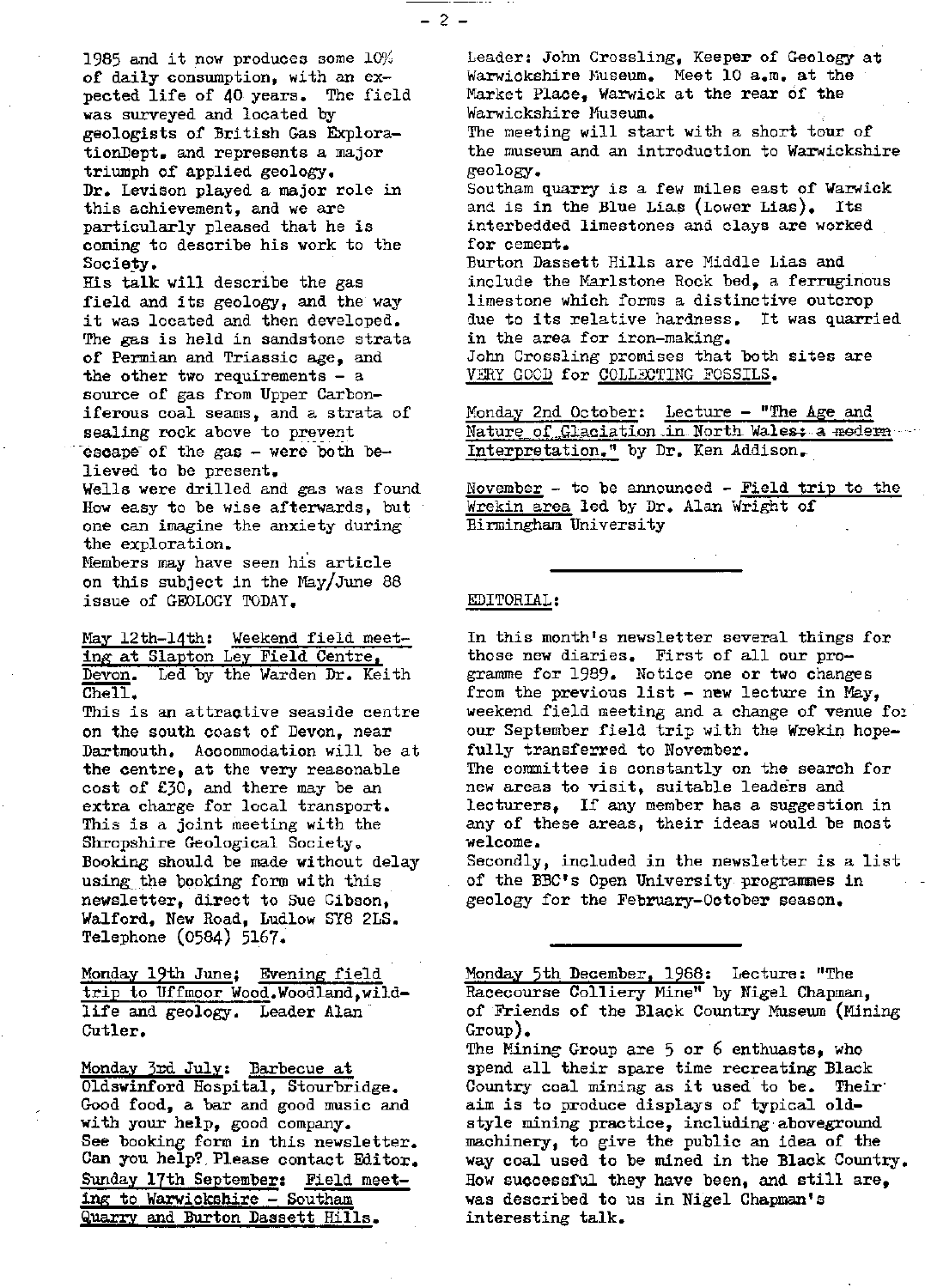1985 and it now produces some 10% of daily consumption, with an expected life of 40 years. The field was surveyed and located by geologists of British Gas ExplorationDept. and represents a major triumph of applied geology. Dr. Levison played a major role in this achievement, and we are particularly pleased that he is coming to describe his work to the Society.

His talk will describe the gas field and its geology, and the way it was located and then developed. The gas is held in sandstone strata of Permian and Triassic age, and the other two requirements - a source of gas from Upper Carboniferous coal seams, and a strata of sealing rock above to prevent escape of the gas - were both believed to be present.

Wells were drilled and gas was found How easy to be wise afterwards, but one can imagine the anxiety during the exploration.

Members may have seen his article on this subject in the May/June 88 issue of GEOLOGY TODAY.

<u>May 12th-14th: Weekend field meeting at Slapton Ley Field Centre, Devon.</u> Led by the Warden Dr. Keith Chell.

This is an attractive seaside centre on the south coast of Devon, near Dartmouth. Accommodation will be at the centre, at the very reasonable cost of £30, and there may be an extra charge for local transport. This is a joint meeting with the Shropshire Geological Society. Booking should be made without delay using the booking form with this newsletter, direct to Sue Gibson, Walford, New Road, Ludlow SY8 2LS. Telephone (0584) 5167.

<u>Monday 19th June; Evening field trip to Uffmoor Wood.</u>Woodland,wildlife and geology. Leader Alan Cutler.

<u>Monday 3rd July: Barbecue at</u> Oldswinford Hospital, Stourbridge. Good food, a bar and good music and with your help, good company. See booking form in this newsletter. Can you help? Please contact Editor.

<u>Sunday 17th September: Field meeting to Warwickshire - Southam Quarry and Burton Dassett Hills.</u>

Leader: John Crossling, Keeper of Geology at Warwickshire Museum. Meet 10 a.m. at the Market Place, Warwick at the rear of the Warwickshire Museum.

The meeting will start with a short tour of the museum and an introduction to Warwickshire geology.

Southam quarry is a few miles east of Warwick and is in the Blue Lias (Lower Lias). Its interbedded limestones and clays are worked for cement.

Burton Dassett Hills are Middle Lias and include the Marlstone Rock bed, a ferruginous limestone which forms a distinctive outcrop due to its relative hardness. It was quarried in the area for iron-making.

John Crossling promises that both sites are <u>VERY GOOD</u> for <u>COLLECTING FOSSILS.</u>

<u>Monday 2nd October: Lecture - "The Age and Nature of Glaciation in North Wales: a modern Interpretation."</u> by Dr. Ken Addison.

<u>November</u> - to be announced - <u>Field trip to the Wrekin area</u> led by Dr. Alan Wright of Birmingham University

---

<u>EDITORIAL:</u>

In this month's newsletter several things for those new diaries. First of all our programme for 1989. Notice one or two changes from the previous list - new lecture in May, weekend field meeting and a change of venue for our September field trip with the Wrekin hopefully transferred to November.

The committee is constantly on the search for new areas to visit, suitable leaders and lecturers. If any member has a suggestion in any of these areas, their ideas would be most welcome.

Secondly, included in the newsletter is a list of the BBC's Open University programmes in geology for the February-October season.

---

<u>Monday 5th December, 1988:</u> Lecture: "The Racecourse Colliery Mine" by Nigel Chapman, of Friends of the Black Country Museum (Mining Group).

The Mining Group are 5 or 6 enthuasts, who spend all their spare time recreating Black Country coal mining as it used to be. Their aim is to produce displays of typical old-style mining practice, including aboveground machinery, to give the public an idea of the way coal used to be mined in the Black Country. How successful they have been, and still are, was described to us in Nigel Chapman's interesting talk.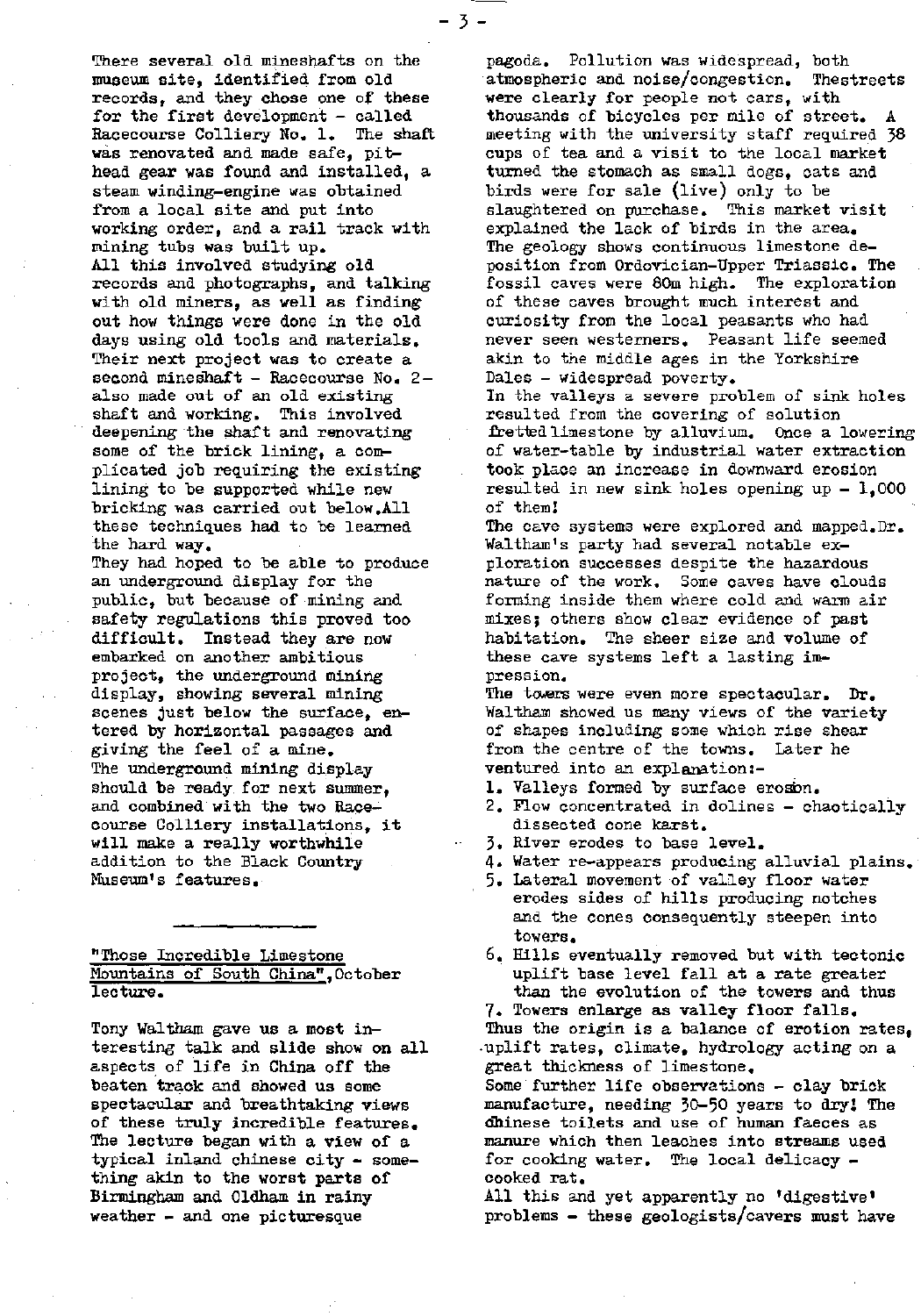There several old mineshafts on the museum site, identified from old records, and they chose one of these for the first development - called Racecourse Colliery No. 1. The shaft was renovated and made safe, pit-head gear was found and installed, a steam winding-engine was obtained from a local site and put into working order, and a rail track with mining tubs was built up.

All this involved studying old records and photographs, and talking with old miners, as well as finding out how things were done in the old days using old tools and materials.

Their next project was to create a second mineshaft - Racecourse No. 2- also made out of an old existing shaft and working. This involved deepening the shaft and renovating some of the brick lining, a complicated job requiring the existing lining to be supported while new bricking was carried out below.All these techniques had to be learned the hard way.

They had hoped to be able to produce an underground display for the public, but because of mining and safety regulations this proved too difficult. Instead they are now embarked on another ambitious project, the underground mining display, showing several mining scenes just below the surface, entered by horizontal passages and giving the feel of a mine.

The underground mining display should be ready for next summer, and combined with the two Racecourse Colliery installations, it will make a really worthwhile addition to the Black Country Museum's features.

---

"Those Incredible Limestone Mountains of South China", October lecture.

Tony Waltham gave us a most interesting talk and slide show on all aspects of life in China off the beaten track and showed us some spectacular and breathtaking views of these truly incredible features. The lecture began with a view of a typical inland chinese city - something akin to the worst parts of Birmingham and Oldham in rainy weather - and one picturesque pagoda. Pollution was widespread, both atmospheric and noise/congestion. Thestreets were clearly for people not cars, with thousands of bicycles per mile of street. A meeting with the university staff required 38 cups of tea and a visit to the local market turned the stomach as small dogs, cats and birds were for sale (live) only to be slaughtered on purchase. This market visit explained the lack of birds in the area.

The geology shows continuous limestone deposition from Ordovician-Upper Triassic. The fossil caves were 80m high. The exploration of these caves brought much interest and curiosity from the local peasants who had never seen westerners. Peasant life seemed akin to the middle ages in the Yorkshire Dales - widespread poverty.

In the valleys a severe problem of sink holes resulted from the covering of solution fretted limestone by alluvium. Once a lowering of water-table by industrial water extraction took place an increase in downward erosion resulted in new sink holes opening up - 1,000 of them!

The cave systems were explored and mapped.Dr. Waltham's party had several notable exploration successes despite the hazardous nature of the work. Some caves have clouds forming inside them where cold and warm air mixes; others show clear evidence of past habitation. The sheer size and volume of these cave systems left a lasting impression.

The towers were even more spectacular. Dr. Waltham showed us many views of the variety of shapes including some which rise shear from the centre of the towns. Later he ventured into an explanation:-

1. Valleys formed by surface erosion.
2. Flow concentrated in dolines - chaotically dissected cone karst.
3. River erodes to base level.
4. Water re-appears producing alluvial plains.
5. Lateral movement of valley floor water erodes sides of hills producing notches and the cones consequently steepen into towers.
6. Hills eventually removed but with tectonic uplift base level fall at a rate greater than the evolution of the towers and thus
7. Towers enlarge as valley floor falls.

Thus the origin is a balance of erotion rates, uplift rates, climate, hydrology acting on a great thickness of limestone.

Some further life observations - clay brick manufacture, needing 30-50 years to dry! The Chinese toilets and use of human faeces as manure which then leaches into streams used for cooking water. The local delicacy - cooked rat.

All this and yet apparently no 'digestive' problems - these geologists/cavers must have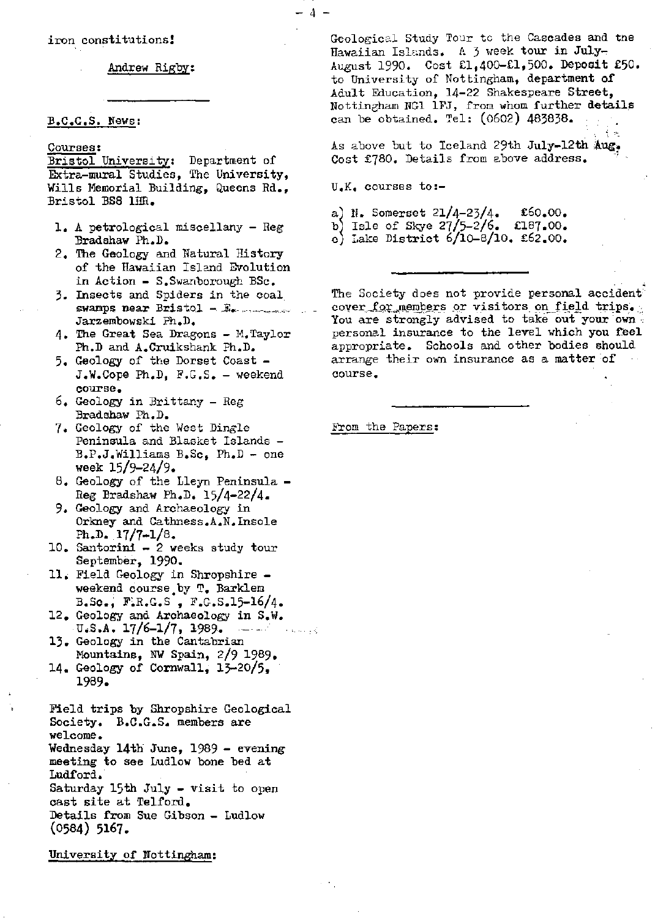iron constitutions!

Andrew Rigby:

---

B.C.G.S. News:

Courses:

Bristol University: Department of Extra-mural Studies, The University, Wills Memorial Building, Queens Rd., Bristol BS8 1HR.

1. A petrological miscellany - Reg Bradshaw Ph.D.
2. The Geology and Natural History of the Hawaiian Island Evolution in Action - S.Swanborough BSc.
3. Insects and Spiders in the coal swamps near Bristol - E. Jarzembowski Ph.D.
4. The Great Sea Dragons - M.Taylor Ph.D and A.Cruikshank Ph.D.
5. Geology of the Dorset Coast - J.W.Cope Ph.D, F.G.S. - weekend course.
6. Geology in Brittany - Reg Bradshaw Ph.D.
7. Geology of the West Dingle Peninsula and Blasket Islands - B.P.J.Williams B.Sc, Ph.D - one week 15/9-24/9.
8. Geology of the Lleyn Peninsula - Reg Bradshaw Ph.D. 15/4-22/4.
9. Geology and Archaeology in Orkney and Cathness.A.N.Insole Ph.D. 17/7-1/8.
10. Santorini - 2 weeks study tour September, 1990.
11. Field Geology in Shropshire - weekend course by T. Barklem B.Sc., F.R.G.S , F.G.S.15-16/4.
12. Geology and Archaeology in S.W. U.S.A. 17/6-1/7, 1989.
13. Geology in the Cantabrian Mountains, NW Spain, 2/9 1989.
14. Geology of Cornwall, 13-20/5, 1989.

Field trips by Shropshire Geological Society. B.C.G.S. members are welcome.
Wednesday 14th June, 1989 - evening meeting to see Ludlow bone bed at Ludford.
Saturday 15th July - visit to open cast site at Telford.
Details from Sue Gibson - Ludlow (0584) 5167.

University of Nottingham:

Geological Study Tour to the Cascades and the Hawaiian Islands. A 3 week tour in July-August 1990. Cost £1,400-£1,500. Deposit £50. to University of Nottingham, department of Adult Education, 14-22 Shakespeare Street, Nottingham NG1 1FJ, from whom further details can be obtained. Tel: (0602) 483838.

As above but to Iceland 29th July-12th Aug. Cost £780. Details from above address.

U.K. courses to:-

a) N. Somerset 21/4-23/4. £60.00.
b) Isle of Skye 27/5-2/6. £187.00.
c) Lake District 6/10-8/10. £62.00.

---

The Society does not provide personal accident cover for members or visitors on field trips. You are strongly advised to take out your own personal insurance to the level which you feel appropriate. Schools and other bodies should arrange their own insurance as a matter of course.

---

From the Papers: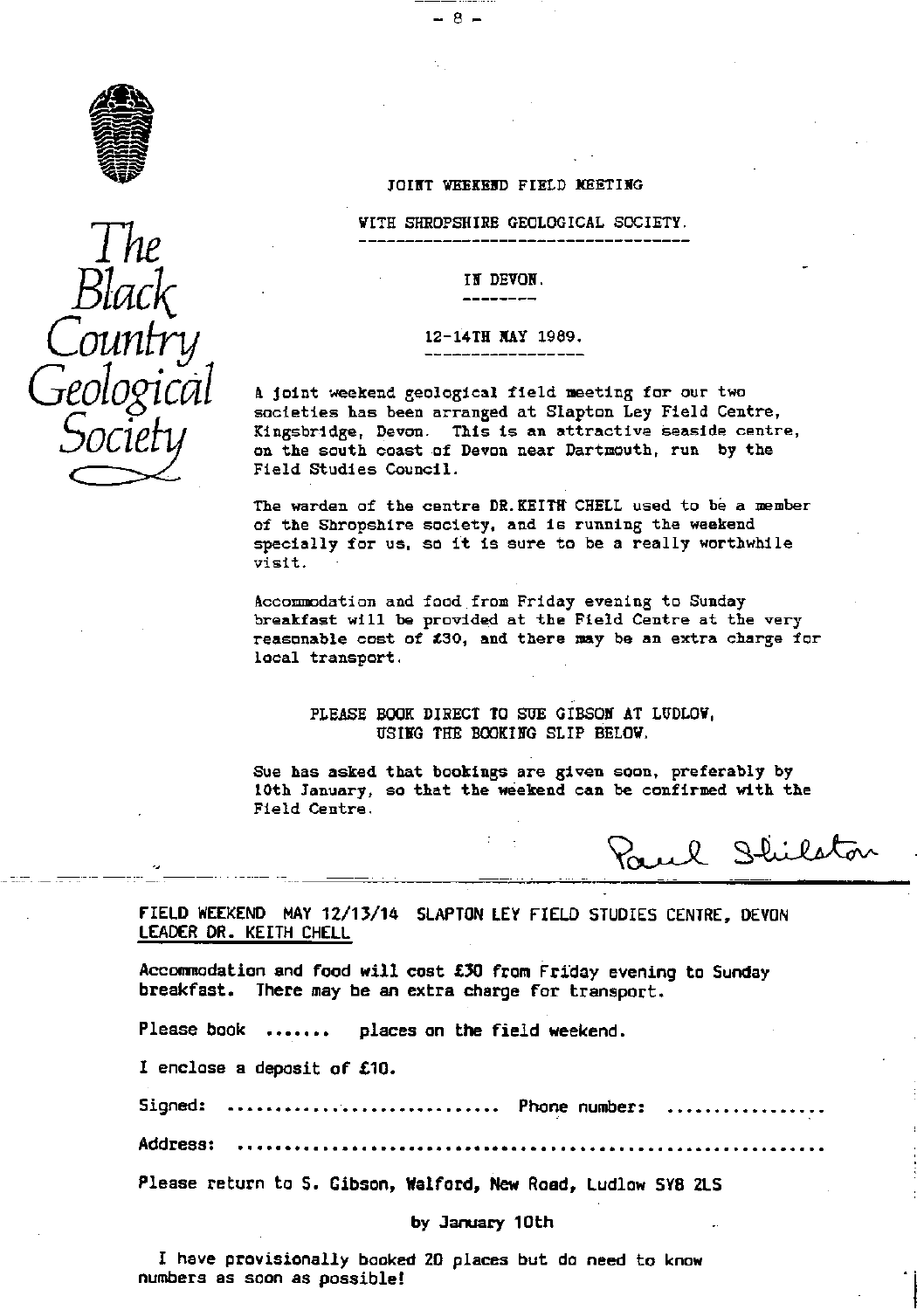The Black Country Geological Society

## JOINT WEEKEND FIELD MEETING

## WITH SHROPSHIRE GEOLOGICAL SOCIETY.

## IN DEVON.

## 12-14TH MAY 1989.

A joint weekend geological field meeting for our two societies has been arranged at Slapton Ley Field Centre, Kingsbridge, Devon. This is an attractive seaside centre, on the south coast of Devon near Dartmouth, run by the Field Studies Council.

The warden of the centre DR. KEITH CHELL used to be a member of the Shropshire society, and is running the weekend specially for us, so it is sure to be a really worthwhile visit.

Accommodation and food from Friday evening to Sunday breakfast will be provided at the Field Centre at the very reasonable cost of £30, and there may be an extra charge for local transport.

PLEASE BOOK DIRECT TO SUE GIBSON AT LUDLOW, USING THE BOOKING SLIP BELOW.

Sue has asked that bookings are given soon, preferably by 10th January, so that the weekend can be confirmed with the Field Centre.

Paul Shilston

---

FIELD WEEKEND MAY 12/13/14 SLAPTON LEY FIELD STUDIES CENTRE, DEVON
LEADER DR. KEITH CHELL

Accommodation and food will cost £30 from Friday evening to Sunday breakfast. There may be an extra charge for transport.

Please book ....... places on the field weekend.

I enclose a deposit of £10.

Signed: ............................ Phone number: ................

Address: ...........................................................

Please return to S. Gibson, Walford, New Road, Ludlow SY8 2LS

by January 10th

I have provisionally booked 20 places but do need to know numbers as soon as possible!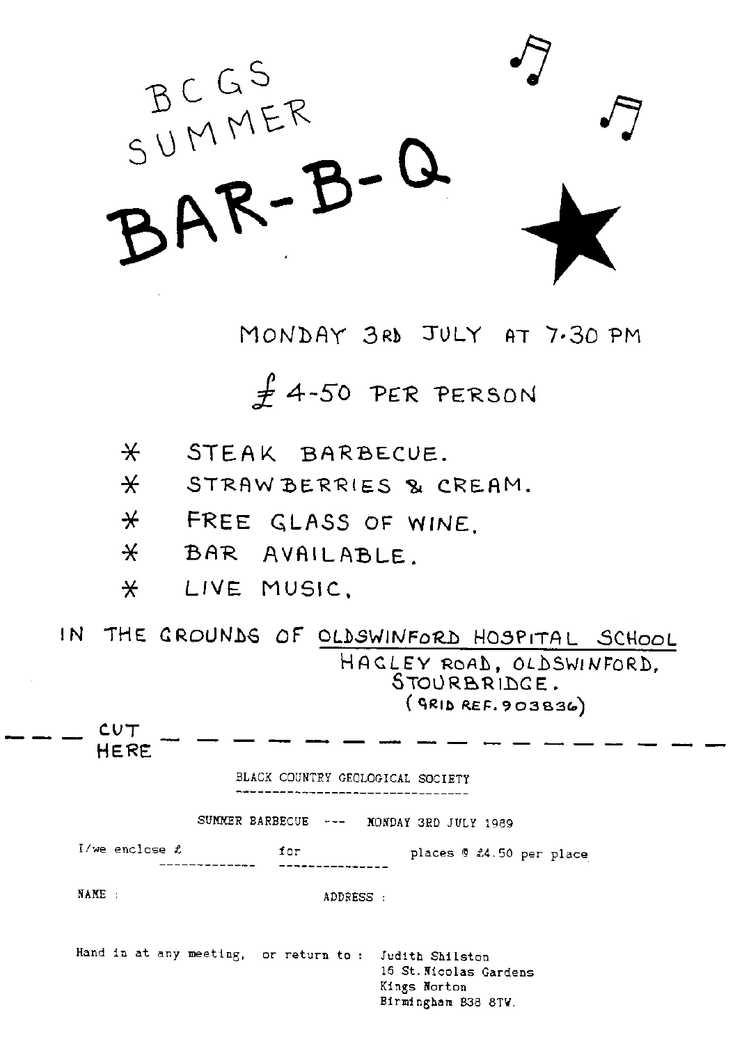# BCGS SUMMER

# BAR-B-Q

MONDAY 3RD JULY AT 7·30 PM

£4-50 PER PERSON

* STEAK BARBECUE.
* STRAWBERRIES & CREAM.
* FREE GLASS OF WINE.
* BAR AVAILABLE.
* LIVE MUSIC.

IN THE GROUNDS OF OLDSWINFORD HOSPITAL SCHOOL
HAGLEY ROAD, OLDSWINFORD,
STOURBRIDGE.
(GRID REF. 903836)

--- CUT HERE ---

BLACK COUNTRY GEOLOGICAL SOCIETY

SUMMER BARBECUE --- MONDAY 3RD JULY 1989

I/we enclose £ ____________ for ______________ places @ £4.50 per place

NAME : ADDRESS :

Hand in at any meeting, or return to : Judith Shilston
16 St.Nicolas Gardens
Kings Norton
Birmingham B38 8TW.